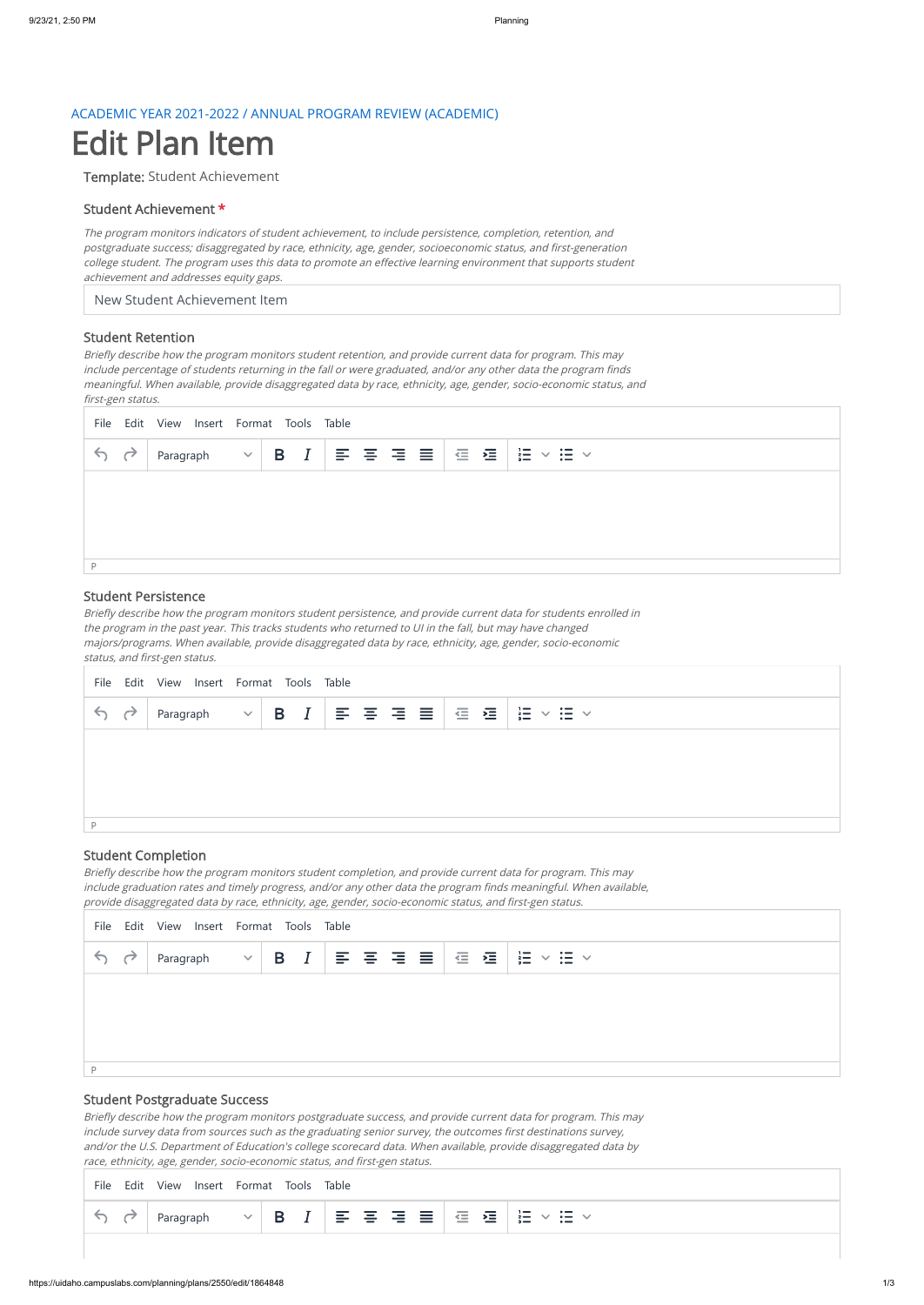ACADEMIC YEAR 2021-2022 / ANNUAL PROGRAM REVIEW (ACADEMIC)

# Edit Plan Item

**Template:** Student Achievement

### Student Achievement *

*The program monitors indicators of student achievement, to include persistence, completion, retention, and postgraduate success; disaggregated by race, ethnicity, age, gender, socioeconomic status, and first-generation college student. The program uses this data to promote an effective learning environment that supports student achievement and addresses equity gaps.*

New Student Achievement Item

### Student Retention

*Briefly describe how the program monitors student retention, and provide current data for program. This may include percentage of students returning in the fall or were graduated, and/or any other data the program finds meaningful. When available, provide disaggregated data by race, ethnicity, age, gender, socio-economic status, and first-gen status.*

### Student Persistence

*Briefly describe how the program monitors student persistence, and provide current data for students enrolled in the program in the past year. This tracks students who returned to UI in the fall, but may have changed majors/programs. When available, provide disaggregated data by race, ethnicity, age, gender, socio-economic status, and first-gen status.*

### Student Completion

*Briefly describe how the program monitors student completion, and provide current data for program. This may include graduation rates and timely progress, and/or any other data the program finds meaningful. When available, provide disaggregated data by race, ethnicity, age, gender, socio-economic status, and first-gen status.*

### Student Postgraduate Success

*Briefly describe how the program monitors postgraduate success, and provide current data for program. This may include survey data from sources such as the graduating senior survey, the outcomes first destinations survey, and/or the U.S. Department of Education's college scorecard data. When available, provide disaggregated data by race, ethnicity, age, gender, socio-economic status, and first-gen status.*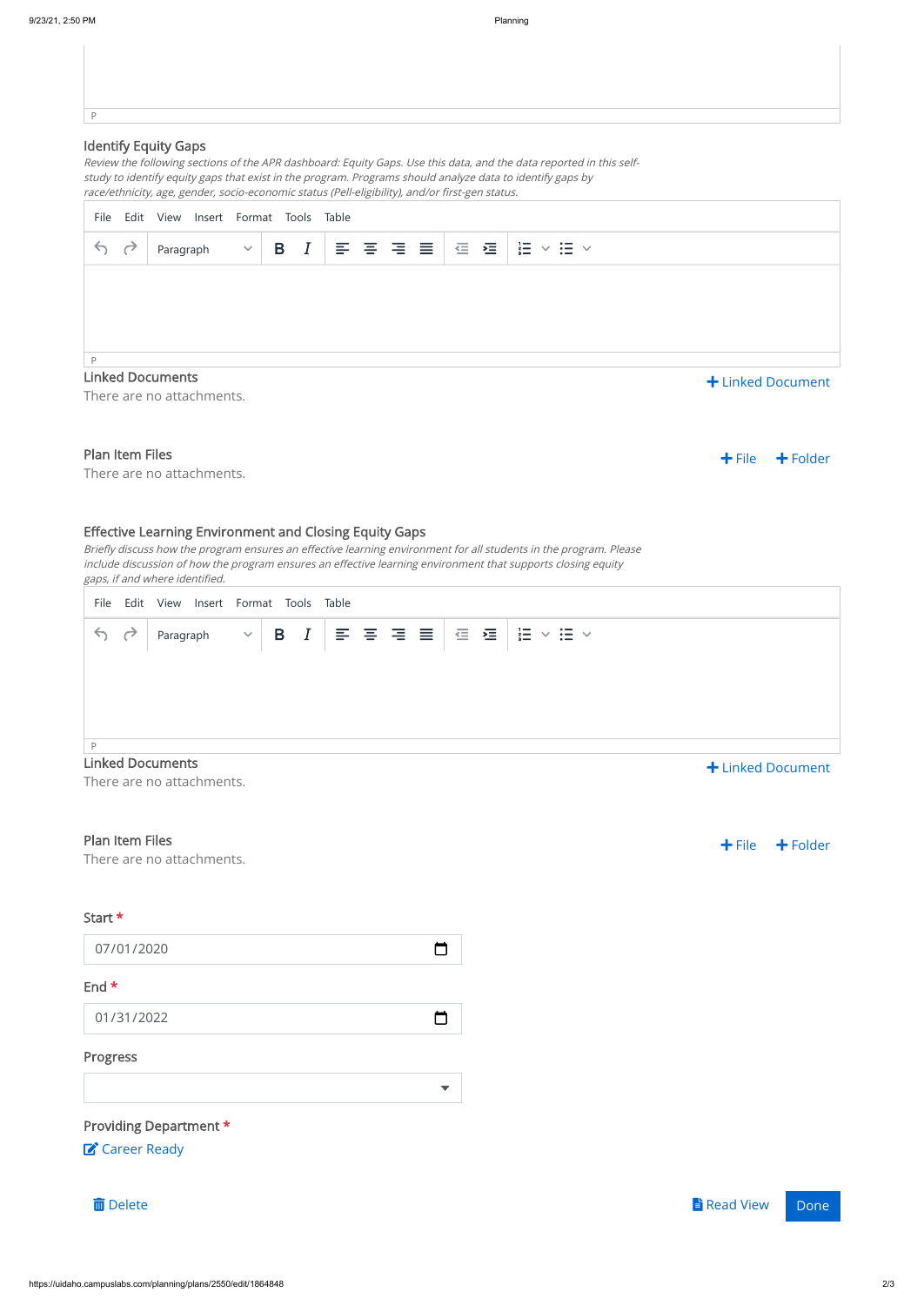P

### Identify Equity Gaps

*Review the following sections of the APR dashboard: Equity Gaps. Use this data, and the data reported in this self-study to identify equity gaps that exist in the program. Programs should analyze data to identify gaps by race/ethnicity, age, gender, socio-economic status (Pell-eligibility), and/or first-gen status.*

File Edit View Insert Format Tools Table

Paragraph

P

**Linked Documents**

There are no attachments.

+ Linked Document

**Plan Item Files**

There are no attachments.

+ File + Folder

### Effective Learning Environment and Closing Equity Gaps

*Briefly discuss how the program ensures an effective learning environment for all students in the program. Please include discussion of how the program ensures an effective learning environment that supports closing equity gaps, if and where identified.*

File Edit View Insert Format Tools Table

Paragraph

P

**Linked Documents**

There are no attachments.

+ Linked Document

**Plan Item Files**

There are no attachments.

+ File + Folder

**Start \***

07/01/2020

**End \***

01/31/2022

**Progress**

**Providing Department \***

Career Ready

Delete

Read View

Done